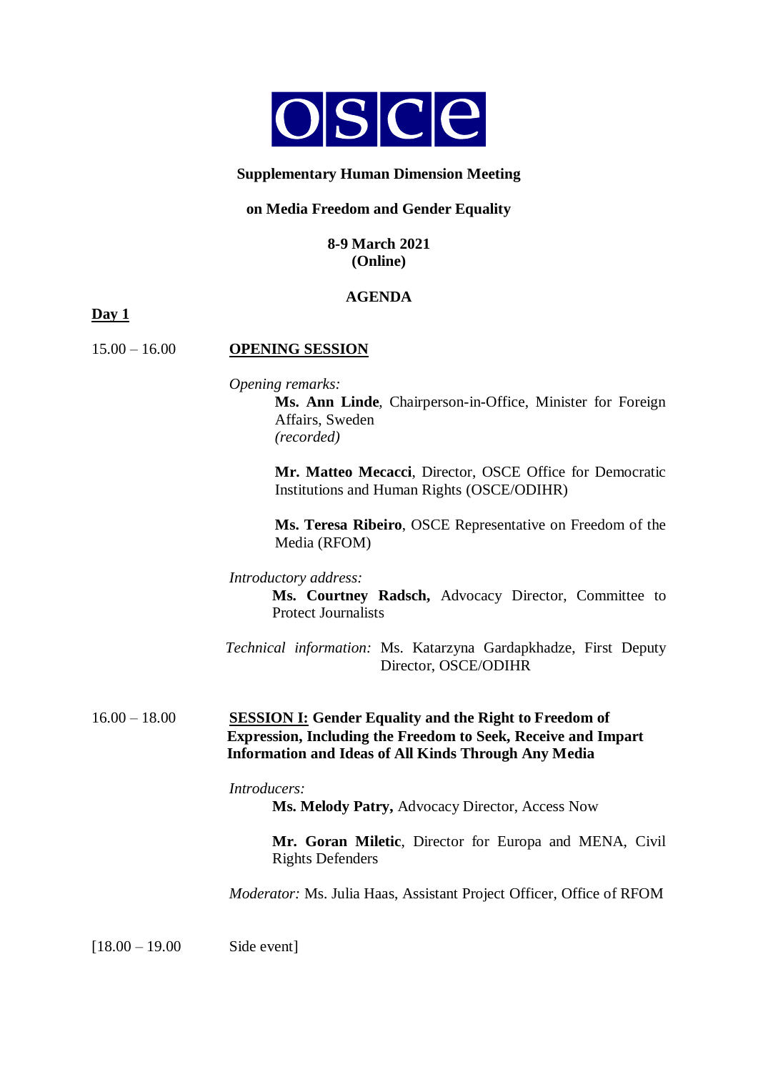OSCE

**Supplementary Human Dimension Meeting**

**on Media Freedom and Gender Equality**

**8-9 March 2021**
**(Online)**

**AGENDA**

**Day 1**

15.00 – 16.00 **OPENING SESSION**

*Opening remarks:*

**Ms. Ann Linde**, Chairperson-in-Office, Minister for Foreign Affairs, Sweden
*(recorded)*

**Mr. Matteo Mecacci**, Director, OSCE Office for Democratic Institutions and Human Rights (OSCE/ODIHR)

**Ms. Teresa Ribeiro**, OSCE Representative on Freedom of the Media (RFOM)

*Introductory address:*

**Ms. Courtney Radsch,** Advocacy Director, Committee to Protect Journalists

*Technical information:* Ms. Katarzyna Gardapkhadze, First Deputy Director, OSCE/ODIHR

16.00 – 18.00 **SESSION I: Gender Equality and the Right to Freedom of Expression, Including the Freedom to Seek, Receive and Impart Information and Ideas of All Kinds Through Any Media**

*Introducers:*

**Ms. Melody Patry,** Advocacy Director, Access Now

**Mr. Goran Miletic**, Director for Europa and MENA, Civil Rights Defenders

*Moderator:* Ms. Julia Haas, Assistant Project Officer, Office of RFOM

[18.00 – 19.00 Side event]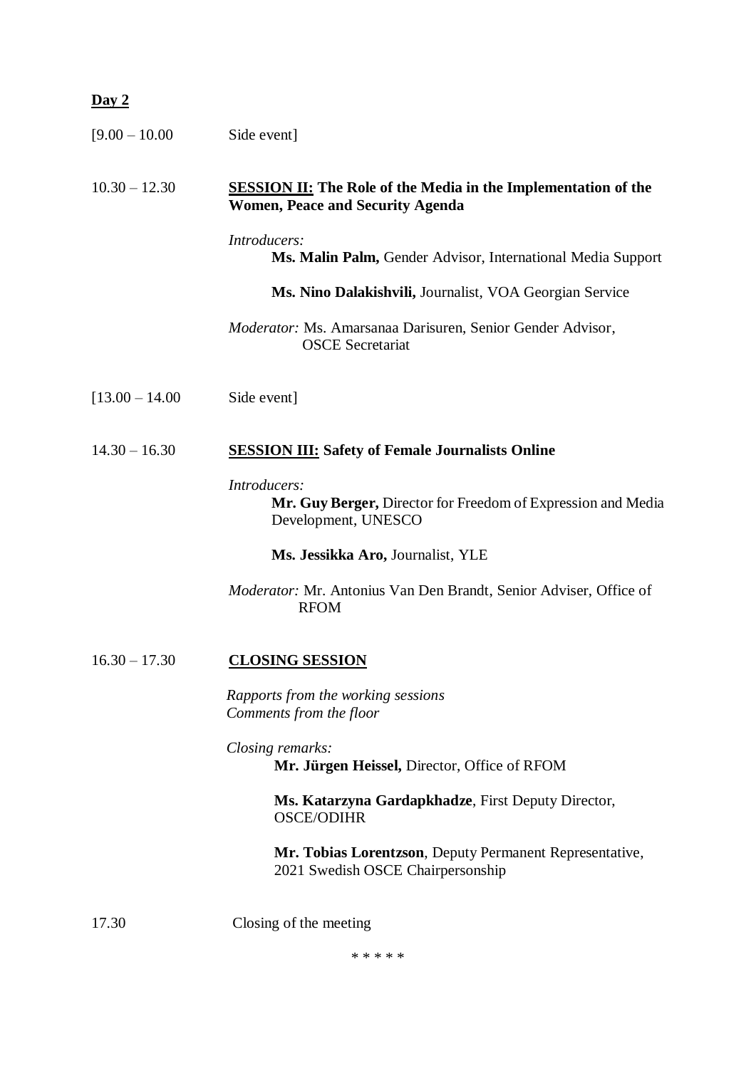**Day 2**

[9.00 – 10.00 Side event]

10.30 – 12.30 **SESSION II: The Role of the Media in the Implementation of the Women, Peace and Security Agenda**

*Introducers:*

**Ms. Malin Palm,** Gender Advisor, International Media Support

**Ms. Nino Dalakishvili,** Journalist, VOA Georgian Service

*Moderator:* Ms. Amarsanaa Darisuren, Senior Gender Advisor, OSCE Secretariat

[13.00 – 14.00 Side event]

14.30 – 16.30 **SESSION III: Safety of Female Journalists Online**

*Introducers:*

**Mr. Guy Berger,** Director for Freedom of Expression and Media Development, UNESCO

**Ms. Jessikka Aro,** Journalist, YLE

*Moderator:* Mr. Antonius Van Den Brandt, Senior Adviser, Office of RFOM

16.30 – 17.30 **CLOSING SESSION**

*Rapports from the working sessions*
*Comments from the floor*

*Closing remarks:*

**Mr. Jürgen Heissel,** Director, Office of RFOM

**Ms. Katarzyna Gardapkhadze**, First Deputy Director, OSCE/ODIHR

**Mr. Tobias Lorentzson**, Deputy Permanent Representative, 2021 Swedish OSCE Chairpersonship

17.30 Closing of the meeting

\* \* \* \* \*